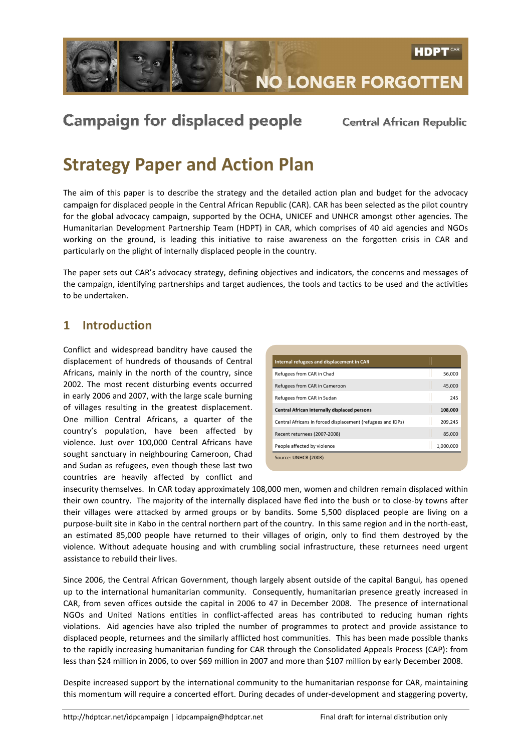HDPT CAR

NO LONGER FORGOTTEN

Campaign for displaced people — Central African Republic

# Strategy Paper and Action Plan

The aim of this paper is to describe the strategy and the detailed action plan and budget for the advocacy campaign for displaced people in the Central African Republic (CAR). CAR has been selected as the pilot country for the global advocacy campaign, supported by the OCHA, UNICEF and UNHCR amongst other agencies. The Humanitarian Development Partnership Team (HDPT) in CAR, which comprises of 40 aid agencies and NGOs working on the ground, is leading this initiative to raise awareness on the forgotten crisis in CAR and particularly on the plight of internally displaced people in the country.

The paper sets out CAR's advocacy strategy, defining objectives and indicators, the concerns and messages of the campaign, identifying partnerships and target audiences, the tools and tactics to be used and the activities to be undertaken.

## 1 Introduction

Conflict and widespread banditry have caused the displacement of hundreds of thousands of Central Africans, mainly in the north of the country, since 2002. The most recent disturbing events occurred in early 2006 and 2007, with the large scale burning of villages resulting in the greatest displacement. One million Central Africans, a quarter of the country's population, have been affected by violence. Just over 100,000 Central Africans have sought sanctuary in neighbouring Cameroon, Chad and Sudan as refugees, even though these last two countries are heavily affected by conflict and insecurity themselves. In CAR today approximately 108,000 men, women and children remain displaced within their own country. The majority of the internally displaced have fled into the bush or to close-by towns after their villages were attacked by armed groups or by bandits. Some 5,500 displaced people are living on a purpose-built site in Kabo in the central northern part of the country. In this same region and in the north-east, an estimated 85,000 people have returned to their villages of origin, only to find them destroyed by the violence. Without adequate housing and with crumbling social infrastructure, these returnees need urgent assistance to rebuild their lives.

| Internal refugees and displacement in CAR | |
|---|---|
| Refugees from CAR in Chad | 56,000 |
| Refugees from CAR in Cameroon | 45,000 |
| Refugees from CAR in Sudan | 245 |
| **Central African internally displaced persons** | **108,000** |
| Central Africans in forced displacement (refugees and IDPs) | 209,245 |
| Recent returnees (2007-2008) | 85,000 |
| People affected by violence | 1,000,000 |

Source: UNHCR (2008)

Since 2006, the Central African Government, though largely absent outside of the capital Bangui, has opened up to the international humanitarian community. Consequently, humanitarian presence greatly increased in CAR, from seven offices outside the capital in 2006 to 47 in December 2008. The presence of international NGOs and United Nations entities in conflict-affected areas has contributed to reducing human rights violations. Aid agencies have also tripled the number of programmes to protect and provide assistance to displaced people, returnees and the similarly afflicted host communities. This has been made possible thanks to the rapidly increasing humanitarian funding for CAR through the Consolidated Appeals Process (CAP): from less than $24 million in 2006, to over $69 million in 2007 and more than $107 million by early December 2008.

Despite increased support by the international community to the humanitarian response for CAR, maintaining this momentum will require a concerted effort. During decades of under-development and staggering poverty,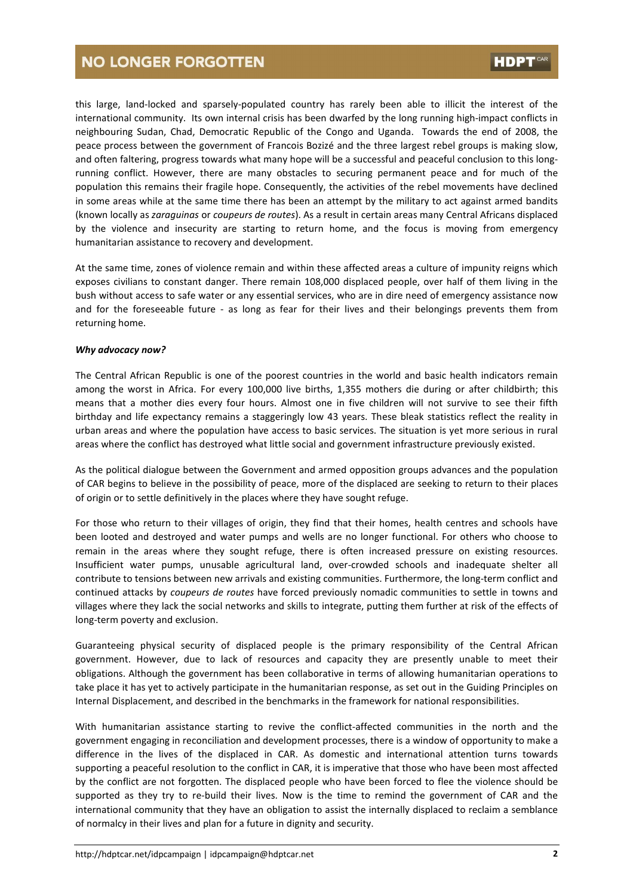this large, land-locked and sparsely-populated country has rarely been able to illicit the interest of the international community. Its own internal crisis has been dwarfed by the long running high-impact conflicts in neighbouring Sudan, Chad, Democratic Republic of the Congo and Uganda. Towards the end of 2008, the peace process between the government of Francois Bozizé and the three largest rebel groups is making slow, and often faltering, progress towards what many hope will be a successful and peaceful conclusion to this long-running conflict. However, there are many obstacles to securing permanent peace and for much of the population this remains their fragile hope. Consequently, the activities of the rebel movements have declined in some areas while at the same time there has been an attempt by the military to act against armed bandits (known locally as *zaraguinas* or *coupeurs de routes*). As a result in certain areas many Central Africans displaced by the violence and insecurity are starting to return home, and the focus is moving from emergency humanitarian assistance to recovery and development.

At the same time, zones of violence remain and within these affected areas a culture of impunity reigns which exposes civilians to constant danger. There remain 108,000 displaced people, over half of them living in the bush without access to safe water or any essential services, who are in dire need of emergency assistance now and for the foreseeable future - as long as fear for their lives and their belongings prevents them from returning home.

***Why advocacy now?***

The Central African Republic is one of the poorest countries in the world and basic health indicators remain among the worst in Africa. For every 100,000 live births, 1,355 mothers die during or after childbirth; this means that a mother dies every four hours. Almost one in five children will not survive to see their fifth birthday and life expectancy remains a staggeringly low 43 years. These bleak statistics reflect the reality in urban areas and where the population have access to basic services. The situation is yet more serious in rural areas where the conflict has destroyed what little social and government infrastructure previously existed.

As the political dialogue between the Government and armed opposition groups advances and the population of CAR begins to believe in the possibility of peace, more of the displaced are seeking to return to their places of origin or to settle definitively in the places where they have sought refuge.

For those who return to their villages of origin, they find that their homes, health centres and schools have been looted and destroyed and water pumps and wells are no longer functional. For others who choose to remain in the areas where they sought refuge, there is often increased pressure on existing resources. Insufficient water pumps, unusable agricultural land, over-crowded schools and inadequate shelter all contribute to tensions between new arrivals and existing communities. Furthermore, the long-term conflict and continued attacks by *coupeurs de routes* have forced previously nomadic communities to settle in towns and villages where they lack the social networks and skills to integrate, putting them further at risk of the effects of long-term poverty and exclusion.

Guaranteeing physical security of displaced people is the primary responsibility of the Central African government. However, due to lack of resources and capacity they are presently unable to meet their obligations. Although the government has been collaborative in terms of allowing humanitarian operations to take place it has yet to actively participate in the humanitarian response, as set out in the Guiding Principles on Internal Displacement, and described in the benchmarks in the framework for national responsibilities.

With humanitarian assistance starting to revive the conflict-affected communities in the north and the government engaging in reconciliation and development processes, there is a window of opportunity to make a difference in the lives of the displaced in CAR. As domestic and international attention turns towards supporting a peaceful resolution to the conflict in CAR, it is imperative that those who have been most affected by the conflict are not forgotten. The displaced people who have been forced to flee the violence should be supported as they try to re-build their lives. Now is the time to remind the government of CAR and the international community that they have an obligation to assist the internally displaced to reclaim a semblance of normalcy in their lives and plan for a future in dignity and security.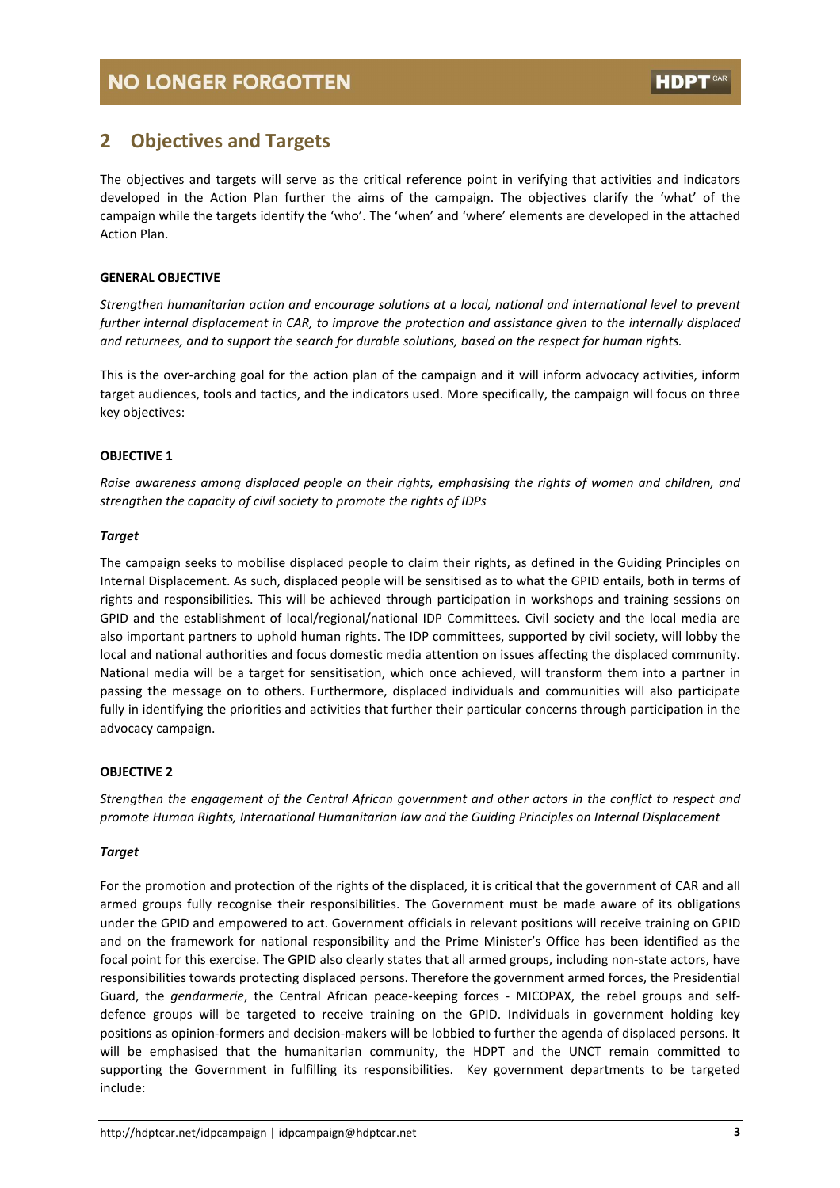## 2 Objectives and Targets

The objectives and targets will serve as the critical reference point in verifying that activities and indicators developed in the Action Plan further the aims of the campaign. The objectives clarify the 'what' of the campaign while the targets identify the 'who'. The 'when' and 'where' elements are developed in the attached Action Plan.

**GENERAL OBJECTIVE**

*Strengthen humanitarian action and encourage solutions at a local, national and international level to prevent further internal displacement in CAR, to improve the protection and assistance given to the internally displaced and returnees, and to support the search for durable solutions, based on the respect for human rights.*

This is the over-arching goal for the action plan of the campaign and it will inform advocacy activities, inform target audiences, tools and tactics, and the indicators used. More specifically, the campaign will focus on three key objectives:

**OBJECTIVE 1**

*Raise awareness among displaced people on their rights, emphasising the rights of women and children, and strengthen the capacity of civil society to promote the rights of IDPs*

***Target***

The campaign seeks to mobilise displaced people to claim their rights, as defined in the Guiding Principles on Internal Displacement. As such, displaced people will be sensitised as to what the GPID entails, both in terms of rights and responsibilities. This will be achieved through participation in workshops and training sessions on GPID and the establishment of local/regional/national IDP Committees. Civil society and the local media are also important partners to uphold human rights. The IDP committees, supported by civil society, will lobby the local and national authorities and focus domestic media attention on issues affecting the displaced community. National media will be a target for sensitisation, which once achieved, will transform them into a partner in passing the message on to others. Furthermore, displaced individuals and communities will also participate fully in identifying the priorities and activities that further their particular concerns through participation in the advocacy campaign.

**OBJECTIVE 2**

*Strengthen the engagement of the Central African government and other actors in the conflict to respect and promote Human Rights, International Humanitarian law and the Guiding Principles on Internal Displacement*

***Target***

For the promotion and protection of the rights of the displaced, it is critical that the government of CAR and all armed groups fully recognise their responsibilities. The Government must be made aware of its obligations under the GPID and empowered to act. Government officials in relevant positions will receive training on GPID and on the framework for national responsibility and the Prime Minister's Office has been identified as the focal point for this exercise. The GPID also clearly states that all armed groups, including non-state actors, have responsibilities towards protecting displaced persons. Therefore the government armed forces, the Presidential Guard, the *gendarmerie*, the Central African peace-keeping forces - MICOPAX, the rebel groups and self-defence groups will be targeted to receive training on the GPID. Individuals in government holding key positions as opinion-formers and decision-makers will be lobbied to further the agenda of displaced persons. It will be emphasised that the humanitarian community, the HDPT and the UNCT remain committed to supporting the Government in fulfilling its responsibilities. Key government departments to be targeted include: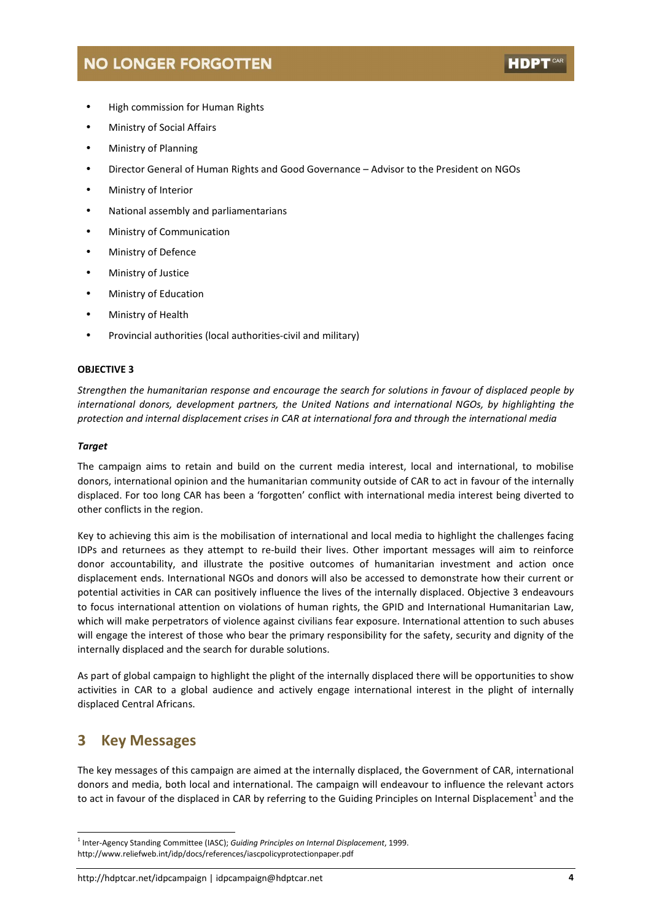- High commission for Human Rights
- Ministry of Social Affairs
- Ministry of Planning
- Director General of Human Rights and Good Governance – Advisor to the President on NGOs
- Ministry of Interior
- National assembly and parliamentarians
- Ministry of Communication
- Ministry of Defence
- Ministry of Justice
- Ministry of Education
- Ministry of Health
- Provincial authorities (local authorities-civil and military)

**OBJECTIVE 3**

*Strengthen the humanitarian response and encourage the search for solutions in favour of displaced people by international donors, development partners, the United Nations and international NGOs, by highlighting the protection and internal displacement crises in CAR at international fora and through the international media*

***Target***

The campaign aims to retain and build on the current media interest, local and international, to mobilise donors, international opinion and the humanitarian community outside of CAR to act in favour of the internally displaced. For too long CAR has been a 'forgotten' conflict with international media interest being diverted to other conflicts in the region.

Key to achieving this aim is the mobilisation of international and local media to highlight the challenges facing IDPs and returnees as they attempt to re-build their lives. Other important messages will aim to reinforce donor accountability, and illustrate the positive outcomes of humanitarian investment and action once displacement ends. International NGOs and donors will also be accessed to demonstrate how their current or potential activities in CAR can positively influence the lives of the internally displaced. Objective 3 endeavours to focus international attention on violations of human rights, the GPID and International Humanitarian Law, which will make perpetrators of violence against civilians fear exposure. International attention to such abuses will engage the interest of those who bear the primary responsibility for the safety, security and dignity of the internally displaced and the search for durable solutions.

As part of global campaign to highlight the plight of the internally displaced there will be opportunities to show activities in CAR to a global audience and actively engage international interest in the plight of internally displaced Central Africans.

## 3 Key Messages

The key messages of this campaign are aimed at the internally displaced, the Government of CAR, international donors and media, both local and international. The campaign will endeavour to influence the relevant actors to act in favour of the displaced in CAR by referring to the Guiding Principles on Internal Displacement[1] and the

---

[1] Inter-Agency Standing Committee (IASC); *Guiding Principles on Internal Displacement*, 1999. http://www.reliefweb.int/idp/docs/references/iascpolicyprotectionpaper.pdf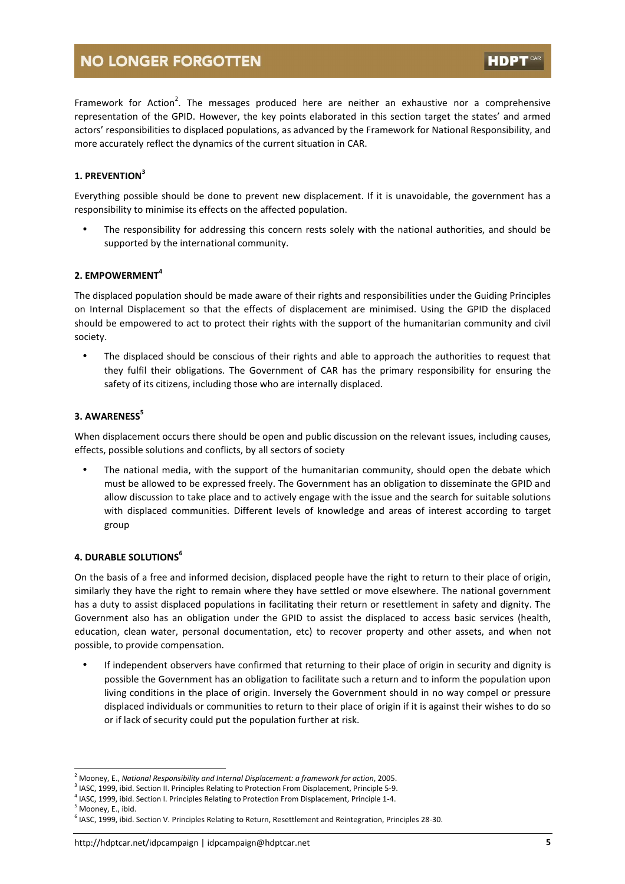Framework for Action[2]. The messages produced here are neither an exhaustive nor a comprehensive representation of the GPID. However, the key points elaborated in this section target the states' and armed actors' responsibilities to displaced populations, as advanced by the Framework for National Responsibility, and more accurately reflect the dynamics of the current situation in CAR.

### 1. PREVENTION[3]

Everything possible should be done to prevent new displacement. If it is unavoidable, the government has a responsibility to minimise its effects on the affected population.

- The responsibility for addressing this concern rests solely with the national authorities, and should be supported by the international community.

### 2. EMPOWERMENT[4]

The displaced population should be made aware of their rights and responsibilities under the Guiding Principles on Internal Displacement so that the effects of displacement are minimised. Using the GPID the displaced should be empowered to act to protect their rights with the support of the humanitarian community and civil society.

- The displaced should be conscious of their rights and able to approach the authorities to request that they fulfil their obligations. The Government of CAR has the primary responsibility for ensuring the safety of its citizens, including those who are internally displaced.

### 3. AWARENESS[5]

When displacement occurs there should be open and public discussion on the relevant issues, including causes, effects, possible solutions and conflicts, by all sectors of society

- The national media, with the support of the humanitarian community, should open the debate which must be allowed to be expressed freely. The Government has an obligation to disseminate the GPID and allow discussion to take place and to actively engage with the issue and the search for suitable solutions with displaced communities. Different levels of knowledge and areas of interest according to target group

### 4. DURABLE SOLUTIONS[6]

On the basis of a free and informed decision, displaced people have the right to return to their place of origin, similarly they have the right to remain where they have settled or move elsewhere. The national government has a duty to assist displaced populations in facilitating their return or resettlement in safety and dignity. The Government also has an obligation under the GPID to assist the displaced to access basic services (health, education, clean water, personal documentation, etc) to recover property and other assets, and when not possible, to provide compensation.

- If independent observers have confirmed that returning to their place of origin in security and dignity is possible the Government has an obligation to facilitate such a return and to inform the population upon living conditions in the place of origin. Inversely the Government should in no way compel or pressure displaced individuals or communities to return to their place of origin if it is against their wishes to do so or if lack of security could put the population further at risk.

---

[2] Mooney, E., *National Responsibility and Internal Displacement: a framework for action*, 2005.

[3] IASC, 1999, ibid. Section II. Principles Relating to Protection From Displacement, Principle 5-9.

[4] IASC, 1999, ibid. Section I. Principles Relating to Protection From Displacement, Principle 1-4.

[5] Mooney, E., ibid.

[6] IASC, 1999, ibid. Section V. Principles Relating to Return, Resettlement and Reintegration, Principles 28-30.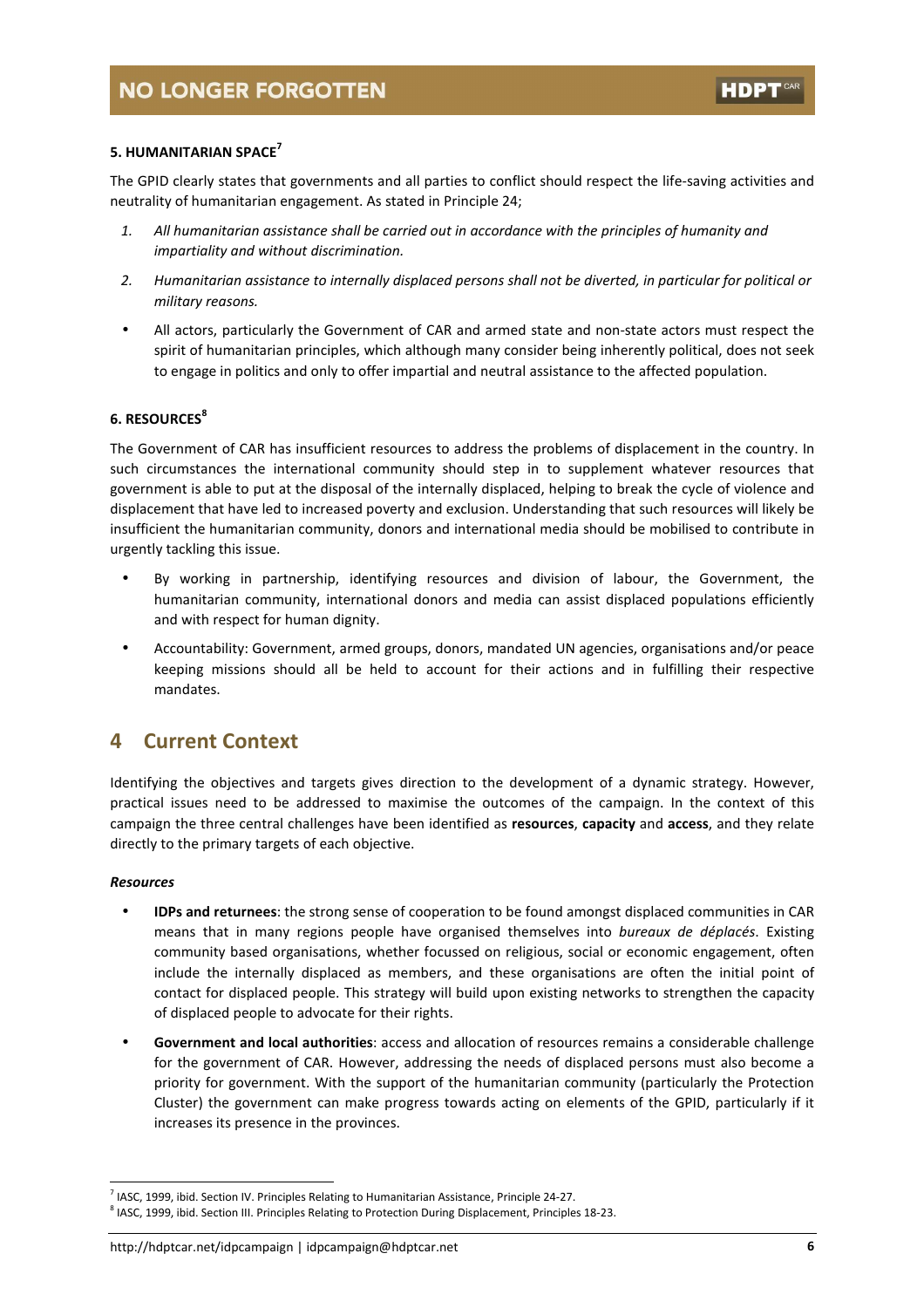**5. HUMANITARIAN SPACE[7]**

The GPID clearly states that governments and all parties to conflict should respect the life-saving activities and neutrality of humanitarian engagement. As stated in Principle 24;

1. *All humanitarian assistance shall be carried out in accordance with the principles of humanity and impartiality and without discrimination.*
2. *Humanitarian assistance to internally displaced persons shall not be diverted, in particular for political or military reasons.*

- All actors, particularly the Government of CAR and armed state and non-state actors must respect the spirit of humanitarian principles, which although many consider being inherently political, does not seek to engage in politics and only to offer impartial and neutral assistance to the affected population.

**6. RESOURCES[8]**

The Government of CAR has insufficient resources to address the problems of displacement in the country. In such circumstances the international community should step in to supplement whatever resources that government is able to put at the disposal of the internally displaced, helping to break the cycle of violence and displacement that have led to increased poverty and exclusion. Understanding that such resources will likely be insufficient the humanitarian community, donors and international media should be mobilised to contribute in urgently tackling this issue.

- By working in partnership, identifying resources and division of labour, the Government, the humanitarian community, international donors and media can assist displaced populations efficiently and with respect for human dignity.
- Accountability: Government, armed groups, donors, mandated UN agencies, organisations and/or peace keeping missions should all be held to account for their actions and in fulfilling their respective mandates.

## 4 Current Context

Identifying the objectives and targets gives direction to the development of a dynamic strategy. However, practical issues need to be addressed to maximise the outcomes of the campaign. In the context of this campaign the three central challenges have been identified as **resources**, **capacity** and **access**, and they relate directly to the primary targets of each objective.

***Resources***

- **IDPs and returnees**: the strong sense of cooperation to be found amongst displaced communities in CAR means that in many regions people have organised themselves into *bureaux de déplacés*. Existing community based organisations, whether focussed on religious, social or economic engagement, often include the internally displaced as members, and these organisations are often the initial point of contact for displaced people. This strategy will build upon existing networks to strengthen the capacity of displaced people to advocate for their rights.
- **Government and local authorities**: access and allocation of resources remains a considerable challenge for the government of CAR. However, addressing the needs of displaced persons must also become a priority for government. With the support of the humanitarian community (particularly the Protection Cluster) the government can make progress towards acting on elements of the GPID, particularly if it increases its presence in the provinces.

---

[7] IASC, 1999, ibid. Section IV. Principles Relating to Humanitarian Assistance, Principle 24-27.

[8] IASC, 1999, ibid. Section III. Principles Relating to Protection During Displacement, Principles 18-23.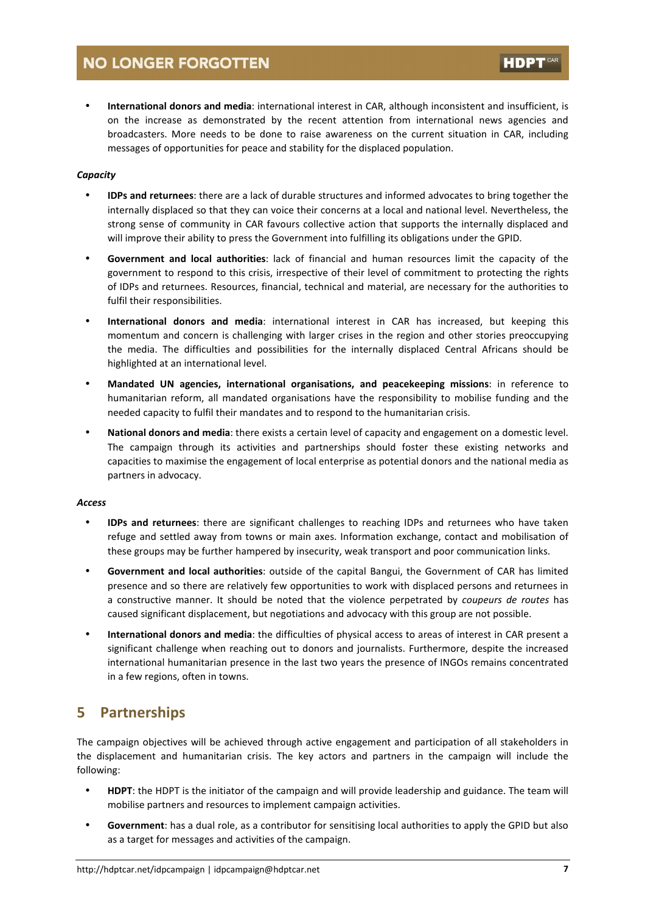- **International donors and media**: international interest in CAR, although inconsistent and insufficient, is on the increase as demonstrated by the recent attention from international news agencies and broadcasters. More needs to be done to raise awareness on the current situation in CAR, including messages of opportunities for peace and stability for the displaced population.

***Capacity***

- **IDPs and returnees**: there are a lack of durable structures and informed advocates to bring together the internally displaced so that they can voice their concerns at a local and national level. Nevertheless, the strong sense of community in CAR favours collective action that supports the internally displaced and will improve their ability to press the Government into fulfilling its obligations under the GPID.
- **Government and local authorities**: lack of financial and human resources limit the capacity of the government to respond to this crisis, irrespective of their level of commitment to protecting the rights of IDPs and returnees. Resources, financial, technical and material, are necessary for the authorities to fulfil their responsibilities.
- **International donors and media**: international interest in CAR has increased, but keeping this momentum and concern is challenging with larger crises in the region and other stories preoccupying the media. The difficulties and possibilities for the internally displaced Central Africans should be highlighted at an international level.
- **Mandated UN agencies, international organisations, and peacekeeping missions**: in reference to humanitarian reform, all mandated organisations have the responsibility to mobilise funding and the needed capacity to fulfil their mandates and to respond to the humanitarian crisis.
- **National donors and media**: there exists a certain level of capacity and engagement on a domestic level. The campaign through its activities and partnerships should foster these existing networks and capacities to maximise the engagement of local enterprise as potential donors and the national media as partners in advocacy.

***Access***

- **IDPs and returnees**: there are significant challenges to reaching IDPs and returnees who have taken refuge and settled away from towns or main axes. Information exchange, contact and mobilisation of these groups may be further hampered by insecurity, weak transport and poor communication links.
- **Government and local authorities**: outside of the capital Bangui, the Government of CAR has limited presence and so there are relatively few opportunities to work with displaced persons and returnees in a constructive manner. It should be noted that the violence perpetrated by *coupeurs de routes* has caused significant displacement, but negotiations and advocacy with this group are not possible.
- **International donors and media**: the difficulties of physical access to areas of interest in CAR present a significant challenge when reaching out to donors and journalists. Furthermore, despite the increased international humanitarian presence in the last two years the presence of INGOs remains concentrated in a few regions, often in towns.

## 5 Partnerships

The campaign objectives will be achieved through active engagement and participation of all stakeholders in the displacement and humanitarian crisis. The key actors and partners in the campaign will include the following:

- **HDPT**: the HDPT is the initiator of the campaign and will provide leadership and guidance. The team will mobilise partners and resources to implement campaign activities.
- **Government**: has a dual role, as a contributor for sensitising local authorities to apply the GPID but also as a target for messages and activities of the campaign.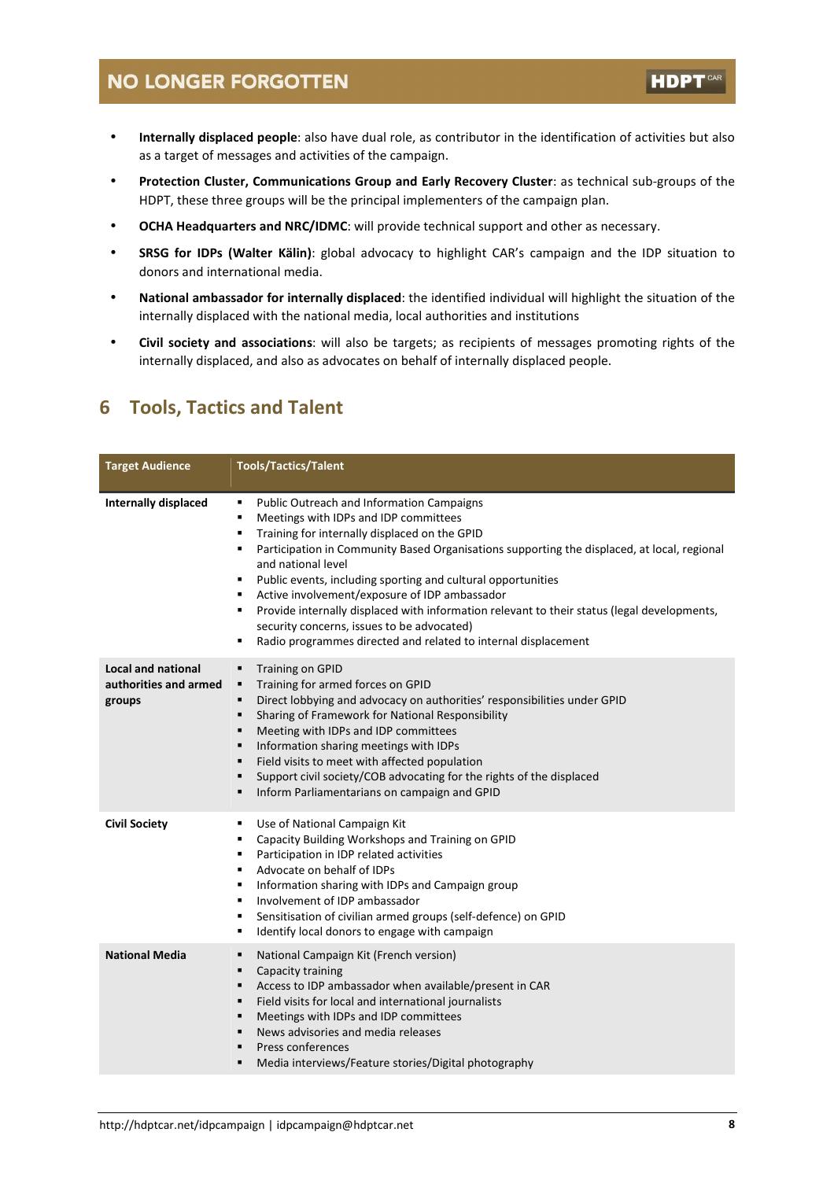- **Internally displaced people**: also have dual role, as contributor in the identification of activities but also as a target of messages and activities of the campaign.
- **Protection Cluster, Communications Group and Early Recovery Cluster**: as technical sub-groups of the HDPT, these three groups will be the principal implementers of the campaign plan.
- **OCHA Headquarters and NRC/IDMC**: will provide technical support and other as necessary.
- **SRSG for IDPs (Walter Kälin)**: global advocacy to highlight CAR's campaign and the IDP situation to donors and international media.
- **National ambassador for internally displaced**: the identified individual will highlight the situation of the internally displaced with the national media, local authorities and institutions
- **Civil society and associations**: will also be targets; as recipients of messages promoting rights of the internally displaced, and also as advocates on behalf of internally displaced people.

# 6 Tools, Tactics and Talent

| Target Audience | Tools/Tactics/Talent |
|---|---|
| **Internally displaced** | ▪ Public Outreach and Information Campaigns<br>▪ Meetings with IDPs and IDP committees<br>▪ Training for internally displaced on the GPID<br>▪ Participation in Community Based Organisations supporting the displaced, at local, regional and national level<br>▪ Public events, including sporting and cultural opportunities<br>▪ Active involvement/exposure of IDP ambassador<br>▪ Provide internally displaced with information relevant to their status (legal developments, security concerns, issues to be advocated)<br>▪ Radio programmes directed and related to internal displacement |
| **Local and national authorities and armed groups** | ▪ Training on GPID<br>▪ Training for armed forces on GPID<br>▪ Direct lobbying and advocacy on authorities' responsibilities under GPID<br>▪ Sharing of Framework for National Responsibility<br>▪ Meeting with IDPs and IDP committees<br>▪ Information sharing meetings with IDPs<br>▪ Field visits to meet with affected population<br>▪ Support civil society/COB advocating for the rights of the displaced<br>▪ Inform Parliamentarians on campaign and GPID |
| **Civil Society** | ▪ Use of National Campaign Kit<br>▪ Capacity Building Workshops and Training on GPID<br>▪ Participation in IDP related activities<br>▪ Advocate on behalf of IDPs<br>▪ Information sharing with IDPs and Campaign group<br>▪ Involvement of IDP ambassador<br>▪ Sensitisation of civilian armed groups (self-defence) on GPID<br>▪ Identify local donors to engage with campaign |
| **National Media** | ▪ National Campaign Kit (French version)<br>▪ Capacity training<br>▪ Access to IDP ambassador when available/present in CAR<br>▪ Field visits for local and international journalists<br>▪ Meetings with IDPs and IDP committees<br>▪ News advisories and media releases<br>▪ Press conferences<br>▪ Media interviews/Feature stories/Digital photography |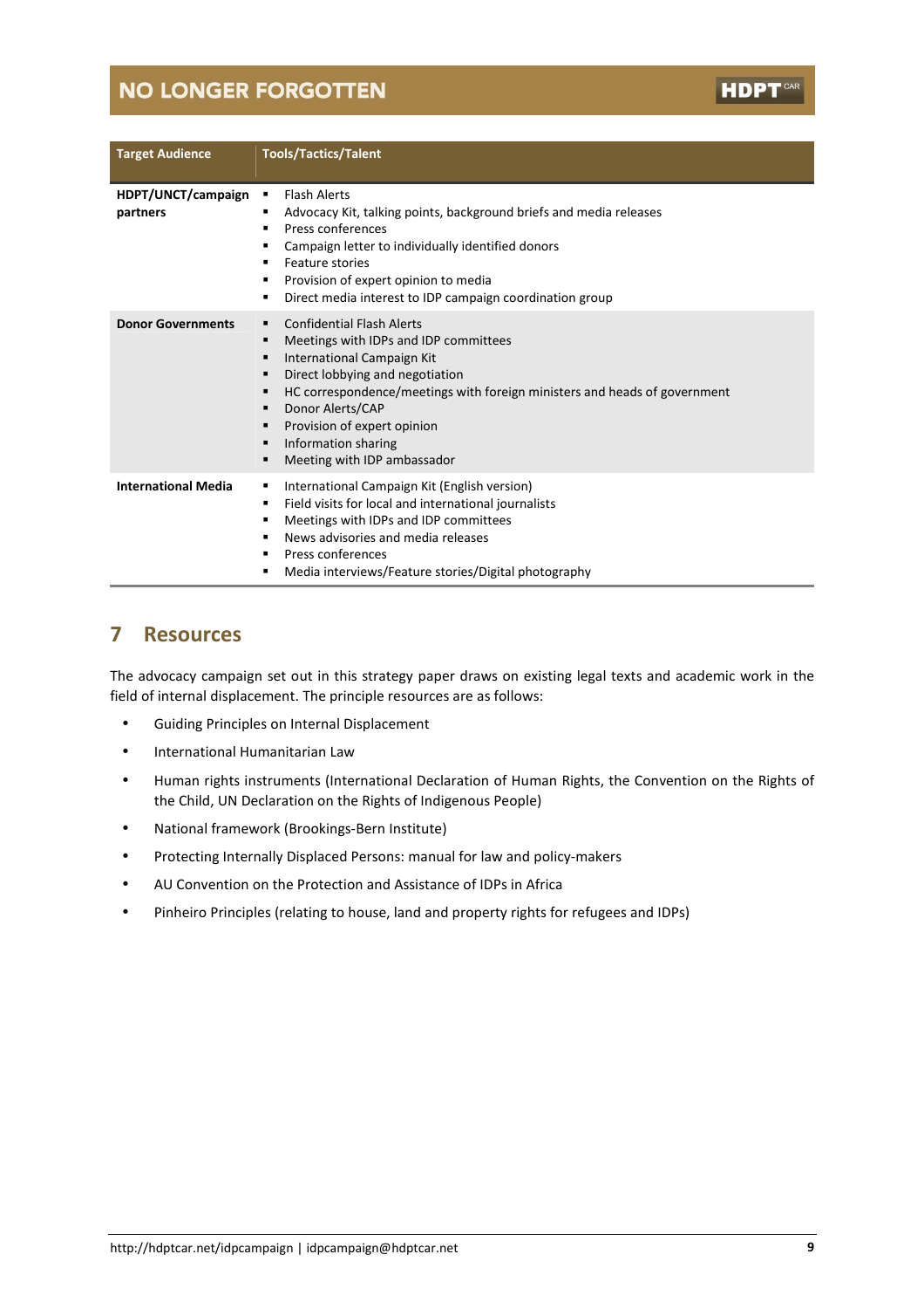| Target Audience | Tools/Tactics/Talent |
|---|---|
| **HDPT/UNCT/campaign partners** | ▪ Flash Alerts<br>▪ Advocacy Kit, talking points, background briefs and media releases<br>▪ Press conferences<br>▪ Campaign letter to individually identified donors<br>▪ Feature stories<br>▪ Provision of expert opinion to media<br>▪ Direct media interest to IDP campaign coordination group |
| **Donor Governments** | ▪ Confidential Flash Alerts<br>▪ Meetings with IDPs and IDP committees<br>▪ International Campaign Kit<br>▪ Direct lobbying and negotiation<br>▪ HC correspondence/meetings with foreign ministers and heads of government<br>▪ Donor Alerts/CAP<br>▪ Provision of expert opinion<br>▪ Information sharing<br>▪ Meeting with IDP ambassador |
| **International Media** | ▪ International Campaign Kit (English version)<br>▪ Field visits for local and international journalists<br>▪ Meetings with IDPs and IDP committees<br>▪ News advisories and media releases<br>▪ Press conferences<br>▪ Media interviews/Feature stories/Digital photography |

## 7 Resources

The advocacy campaign set out in this strategy paper draws on existing legal texts and academic work in the field of internal displacement. The principle resources are as follows:

- Guiding Principles on Internal Displacement
- International Humanitarian Law
- Human rights instruments (International Declaration of Human Rights, the Convention on the Rights of the Child, UN Declaration on the Rights of Indigenous People)
- National framework (Brookings-Bern Institute)
- Protecting Internally Displaced Persons: manual for law and policy-makers
- AU Convention on the Protection and Assistance of IDPs in Africa
- Pinheiro Principles (relating to house, land and property rights for refugees and IDPs)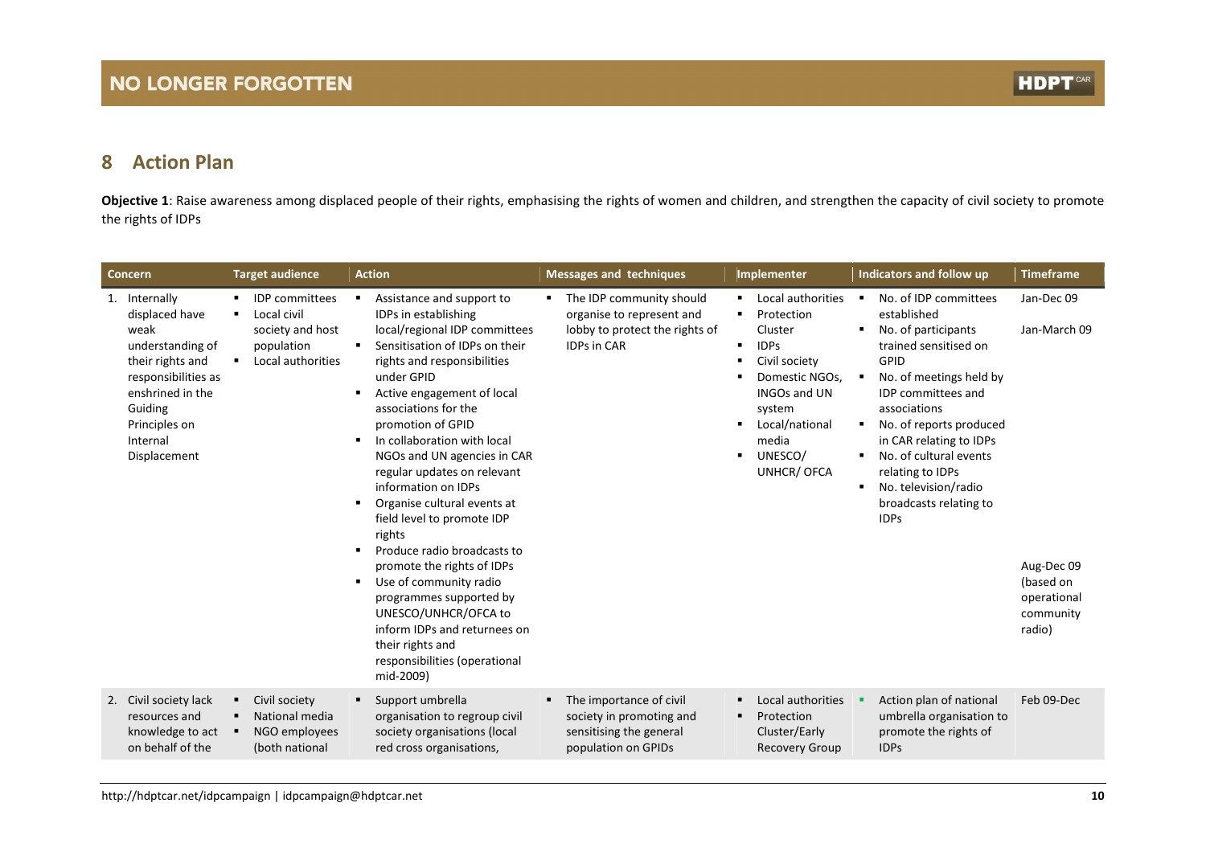## 8 Action Plan

**Objective 1**: Raise awareness among displaced people of their rights, emphasising the rights of women and children, and strengthen the capacity of civil society to promote the rights of IDPs

| Concern | Target audience | Action | Messages and techniques | Implementer | Indicators and follow up | Timeframe |
|---|---|---|---|---|---|---|
| 1. Internally displaced have weak understanding of their rights and responsibilities as enshrined in the Guiding Principles on Internal Displacement | ▪ IDP committees<br>▪ Local civil society and host population<br>▪ Local authorities | ▪ Assistance and support to IDPs in establishing local/regional IDP committees<br>▪ Sensitisation of IDPs on their rights and responsibilities under GPID<br>▪ Active engagement of local associations for the promotion of GPID<br>▪ In collaboration with local NGOs and UN agencies in CAR regular updates on relevant information on IDPs<br>▪ Organise cultural events at field level to promote IDP rights<br>▪ Produce radio broadcasts to promote the rights of IDPs<br>▪ Use of community radio programmes supported by UNESCO/UNHCR/OFCA to inform IDPs and returnees on their rights and responsibilities (operational mid-2009) | ▪ The IDP community should organise to represent and lobby to protect the rights of IDPs in CAR | ▪ Local authorities<br>▪ Protection Cluster<br>▪ IDPs<br>▪ Civil society<br>▪ Domestic NGOs, INGOs and UN system<br>▪ Local/national media<br>▪ UNESCO/ UNHCR/ OFCA | ▪ No. of IDP committees established<br>▪ No. of participants trained sensitised on GPID<br>▪ No. of meetings held by IDP committees and associations<br>▪ No. of reports produced in CAR relating to IDPs<br>▪ No. of cultural events relating to IDPs<br>▪ No. television/radio broadcasts relating to IDPs | Jan-Dec 09<br><br>Jan-March 09<br><br>Aug-Dec 09 (based on operational community radio) |
| 2. Civil society lack resources and knowledge to act on behalf of the | ▪ Civil society<br>▪ National media<br>▪ NGO employees (both national | ▪ Support umbrella organisation to regroup civil society organisations (local red cross organisations, | ▪ The importance of civil society in promoting and sensitising the general population on GPIDs | ▪ Local authorities<br>▪ Protection Cluster/Early Recovery Group | ▪ Action plan of national umbrella organisation to promote the rights of IDPs | Feb 09-Dec |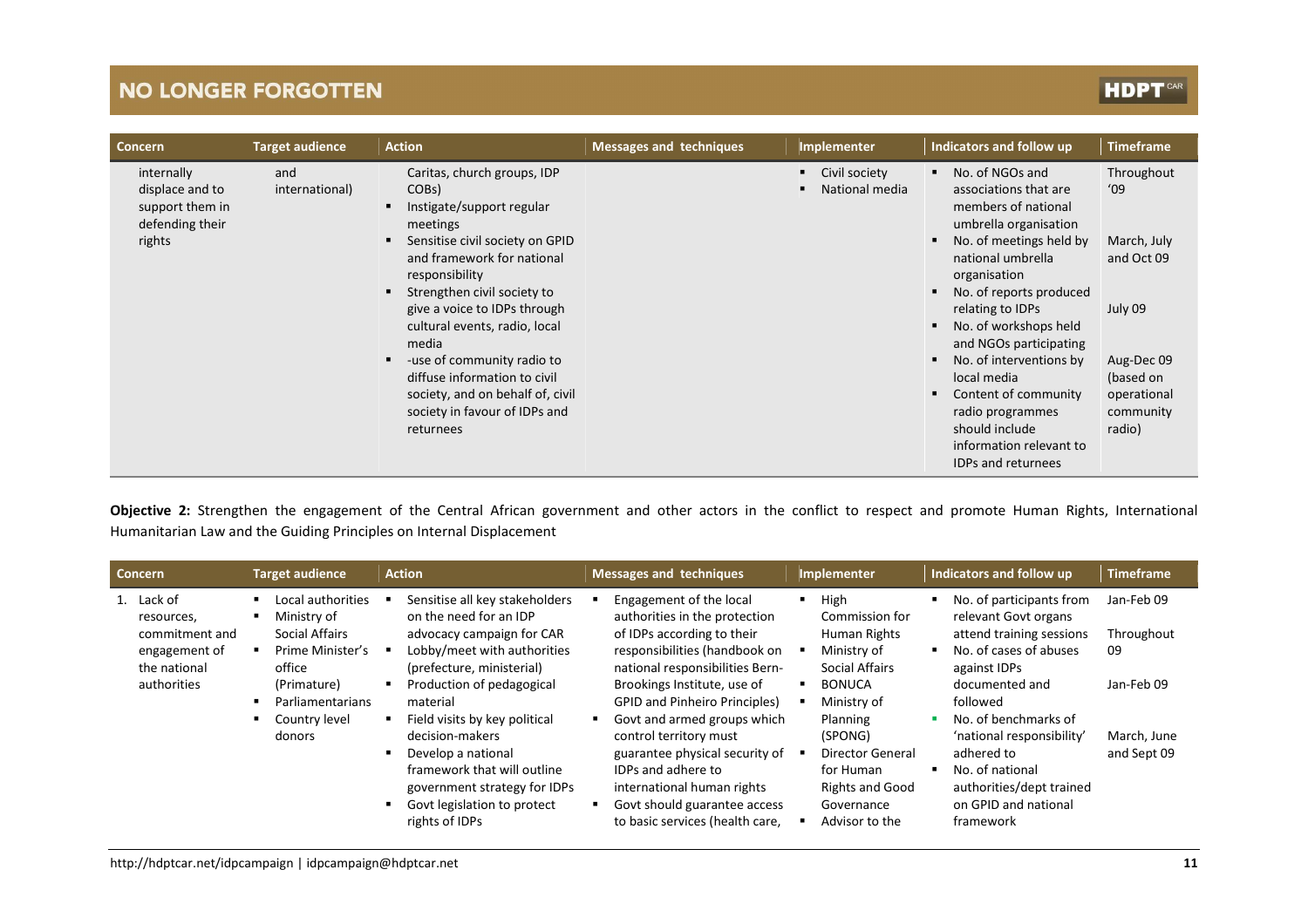| Concern | Target audience | Action | Messages and techniques | Implementer | Indicators and follow up | Timeframe |
|---|---|---|---|---|---|---|
| internally displace and to support them in defending their rights | and international) | Caritas, church groups, IDP COBs)<br>▪ Instigate/support regular meetings<br>▪ Sensitise civil society on GPID and framework for national responsibility<br>▪ Strengthen civil society to give a voice to IDPs through cultural events, radio, local media<br>▪ -use of community radio to diffuse information to civil society, and on behalf of, civil society in favour of IDPs and returnees | | ▪ Civil society<br>▪ National media | ▪ No. of NGOs and associations that are members of national umbrella organisation<br>▪ No. of meetings held by national umbrella organisation<br>▪ No. of reports produced relating to IDPs<br>▪ No. of workshops held and NGOs participating<br>▪ No. of interventions by local media<br>▪ Content of community radio programmes should include information relevant to IDPs and returnees | Throughout '09<br><br>March, July and Oct 09<br><br>July 09<br><br>Aug-Dec 09 (based on operational community radio) |

**Objective 2:** Strengthen the engagement of the Central African government and other actors in the conflict to respect and promote Human Rights, International Humanitarian Law and the Guiding Principles on Internal Displacement

| Concern | Target audience | Action | Messages and techniques | Implementer | Indicators and follow up | Timeframe |
|---|---|---|---|---|---|---|
| 1. Lack of resources, commitment and engagement of the national authorities | ▪ Local authorities<br>▪ Ministry of Social Affairs<br>▪ Prime Minister's office (Primature)<br>▪ Parliamentarians<br>▪ Country level donors | ▪ Sensitise all key stakeholders on the need for an IDP advocacy campaign for CAR<br>▪ Lobby/meet with authorities (prefecture, ministerial)<br>▪ Production of pedagogical material<br>▪ Field visits by key political decision-makers<br>▪ Develop a national framework that will outline government strategy for IDPs<br>▪ Govt legislation to protect rights of IDPs | ▪ Engagement of the local authorities in the protection of IDPs according to their responsibilities (handbook on national responsibilities Bern-Brookings Institute, use of GPID and Pinheiro Principles)<br>▪ Govt and armed groups which control territory must guarantee physical security of IDPs and adhere to international human rights<br>▪ Govt should guarantee access to basic services (health care, | ▪ High Commission for Human Rights<br>▪ Ministry of Social Affairs<br>▪ BONUCA<br>▪ Ministry of Planning (SPONG)<br>▪ Director General for Human Rights and Good Governance<br>▪ Advisor to the | ▪ No. of participants from relevant Govt organs attend training sessions<br>▪ No. of cases of abuses against IDPs documented and followed<br>▪ No. of benchmarks of 'national responsibility' adhered to<br>▪ No. of national authorities/dept trained on GPID and national framework | Jan-Feb 09<br><br>Throughout 09<br><br>Jan-Feb 09<br><br>March, June and Sept 09 |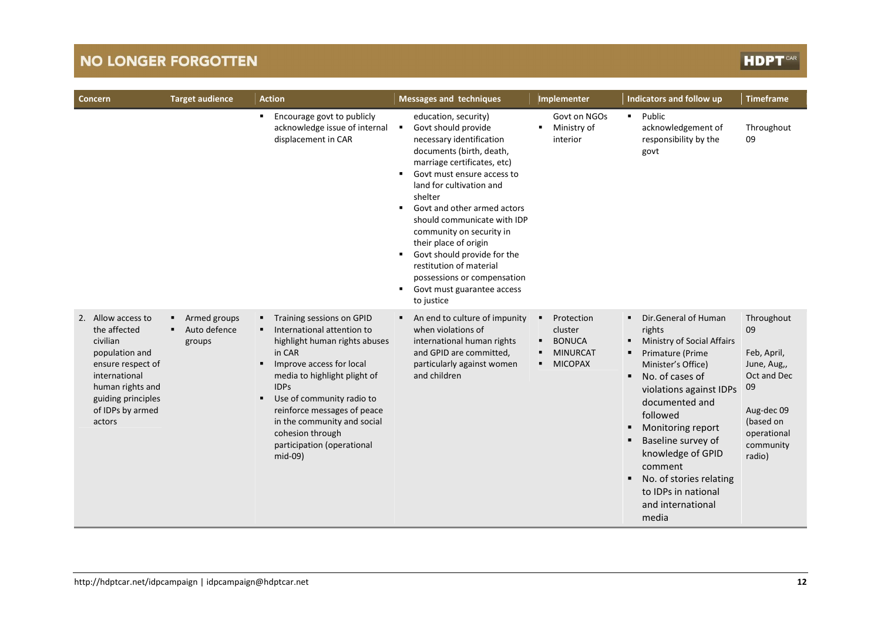| Concern | Target audience | Action | Messages and techniques | Implementer | Indicators and follow up | Timeframe |
|---|---|---|---|---|---|---|
| | | ▪ Encourage govt to publicly acknowledge issue of internal displacement in CAR | education, security)<br>▪ Govt should provide necessary identification documents (birth, death, marriage certificates, etc)<br>▪ Govt must ensure access to land for cultivation and shelter<br>▪ Govt and other armed actors should communicate with IDP community on security in their place of origin<br>▪ Govt should provide for the restitution of material possessions or compensation<br>▪ Govt must guarantee access to justice | Govt on NGOs<br>▪ Ministry of interior | ▪ Public acknowledgement of responsibility by the govt | Throughout 09 |
| 2. Allow access to the affected civilian population and ensure respect of international human rights and guiding principles of IDPs by armed actors | ▪ Armed groups<br>▪ Auto defence groups | ▪ Training sessions on GPID<br>▪ International attention to highlight human rights abuses in CAR<br>▪ Improve access for local media to highlight plight of IDPs<br>▪ Use of community radio to reinforce messages of peace in the community and social cohesion through participation (operational mid-09) | ▪ An end to culture of impunity when violations of international human rights and GPID are committed, particularly against women and children | ▪ Protection cluster<br>▪ BONUCA<br>▪ MINURCAT<br>▪ MICOPAX | ▪ Dir.General of Human rights<br>▪ Ministry of Social Affairs<br>▪ Primature (Prime Minister's Office)<br>▪ No. of cases of violations against IDPs documented and followed<br>▪ Monitoring report<br>▪ Baseline survey of knowledge of GPID comment<br>▪ No. of stories relating to IDPs in national and international media | Throughout 09<br><br>Feb, April, June, Aug,, Oct and Dec 09<br><br>Aug-dec 09 (based on operational community radio) |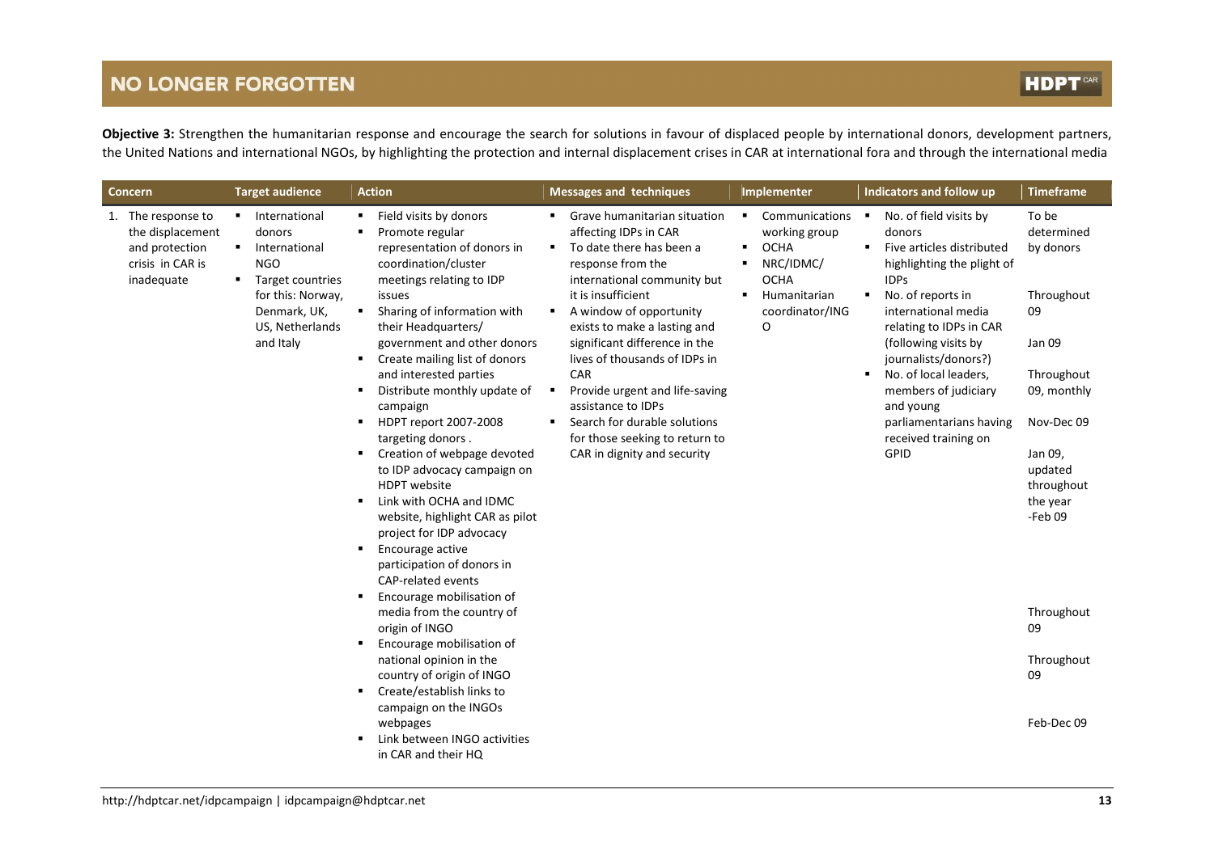**Objective 3:** Strengthen the humanitarian response and encourage the search for solutions in favour of displaced people by international donors, development partners, the United Nations and international NGOs, by highlighting the protection and internal displacement crises in CAR at international fora and through the international media

| Concern | Target audience | Action | Messages and techniques | Implementer | Indicators and follow up | Timeframe |
|---|---|---|---|---|---|---|
| 1. The response to the displacement and protection crisis in CAR is inadequate | ▪ International donors<br>▪ International NGO<br>▪ Target countries for this: Norway, Denmark, UK, US, Netherlands and Italy | ▪ Field visits by donors<br>▪ Promote regular representation of donors in coordination/cluster meetings relating to IDP issues<br>▪ Sharing of information with their Headquarters/ government and other donors<br>▪ Create mailing list of donors and interested parties<br>▪ Distribute monthly update of campaign<br>▪ HDPT report 2007-2008 targeting donors .<br>▪ Creation of webpage devoted to IDP advocacy campaign on HDPT website<br>▪ Link with OCHA and IDMC website, highlight CAR as pilot project for IDP advocacy<br>▪ Encourage active participation of donors in CAP-related events<br>▪ Encourage mobilisation of media from the country of origin of INGO<br>▪ Encourage mobilisation of national opinion in the country of origin of INGO<br>▪ Create/establish links to campaign on the INGOs webpages<br>▪ Link between INGO activities in CAR and their HQ | ▪ Grave humanitarian situation affecting IDPs in CAR<br>▪ To date there has been a response from the international community but it is insufficient<br>▪ A window of opportunity exists to make a lasting and significant difference in the lives of thousands of IDPs in CAR<br>▪ Provide urgent and life-saving assistance to IDPs<br>▪ Search for durable solutions for those seeking to return to CAR in dignity and security | ▪ Communications working group<br>▪ OCHA<br>▪ NRC/IDMC/ OCHA<br>▪ Humanitarian coordinator/INGO | ▪ No. of field visits by donors<br>▪ Five articles distributed highlighting the plight of IDPs<br>▪ No. of reports in international media relating to IDPs in CAR (following visits by journalists/donors?)<br>▪ No. of local leaders, members of judiciary and young parliamentarians having received training on GPID | To be determined by donors<br><br>Throughout 09<br><br>Jan 09<br><br>Throughout 09, monthly<br><br>Nov-Dec 09<br><br>Jan 09, updated throughout the year<br>-Feb 09<br><br>Throughout 09<br><br>Throughout 09<br><br>Feb-Dec 09 |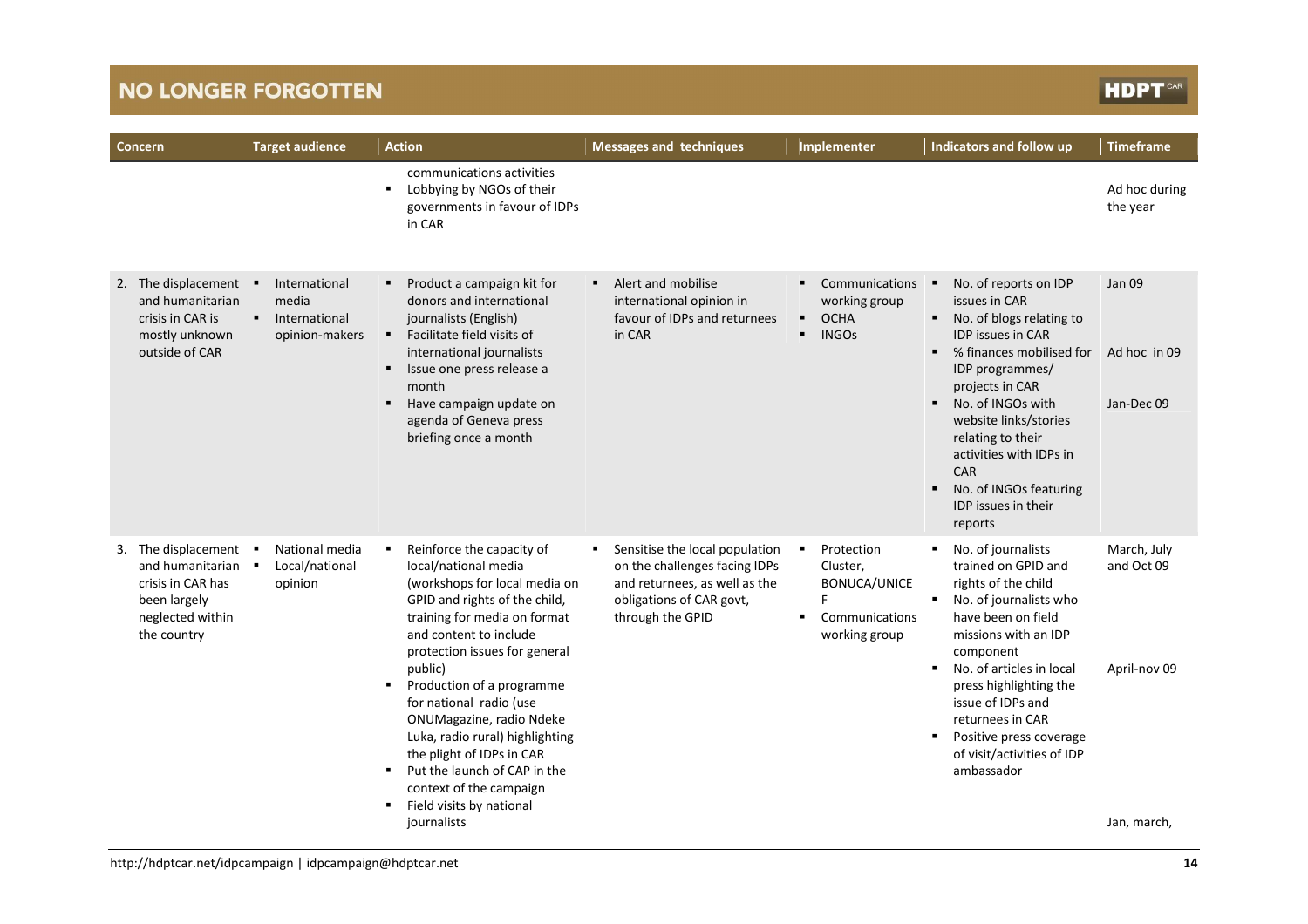| Concern | Target audience | Action | Messages and techniques | Implementer | Indicators and follow up | Timeframe |
|---|---|---|---|---|---|---|
| | | communications activities<br>▪ Lobbying by NGOs of their governments in favour of IDPs in CAR | | | | Ad hoc during the year |
| 2. The displacement and humanitarian crisis in CAR is mostly unknown outside of CAR | ▪ International media<br>▪ International opinion-makers | ▪ Product a campaign kit for donors and international journalists (English)<br>▪ Facilitate field visits of international journalists<br>▪ Issue one press release a month<br>▪ Have campaign update on agenda of Geneva press briefing once a month | ▪ Alert and mobilise international opinion in favour of IDPs and returnees in CAR | ▪ Communications working group<br>▪ OCHA<br>▪ INGOs | ▪ No. of reports on IDP issues in CAR<br>▪ No. of blogs relating to IDP issues in CAR<br>▪ % finances mobilised for IDP programmes/ projects in CAR<br>▪ No. of INGOs with website links/stories relating to their activities with IDPs in CAR<br>▪ No. of INGOs featuring IDP issues in their reports | Jan 09<br><br>Ad hoc in 09<br><br>Jan-Dec 09 |
| 3. The displacement and humanitarian crisis in CAR has been largely neglected within the country | ▪ National media<br>▪ Local/national opinion | ▪ Reinforce the capacity of local/national media (workshops for local media on GPID and rights of the child, training for media on format and content to include protection issues for general public)<br>▪ Production of a programme for national radio (use ONUMagazine, radio Ndeke Luka, radio rural) highlighting the plight of IDPs in CAR<br>▪ Put the launch of CAP in the context of the campaign<br>▪ Field visits by national journalists | ▪ Sensitise the local population on the challenges facing IDPs and returnees, as well as the obligations of CAR govt, through the GPID | ▪ Protection Cluster, BONUCA/UNICEF<br>▪ Communications working group | ▪ No. of journalists trained on GPID and rights of the child<br>▪ No. of journalists who have been on field missions with an IDP component<br>▪ No. of articles in local press highlighting the issue of IDPs and returnees in CAR<br>▪ Positive press coverage of visit/activities of IDP ambassador | March, July and Oct 09<br><br>April-nov 09<br><br>Jan, march, |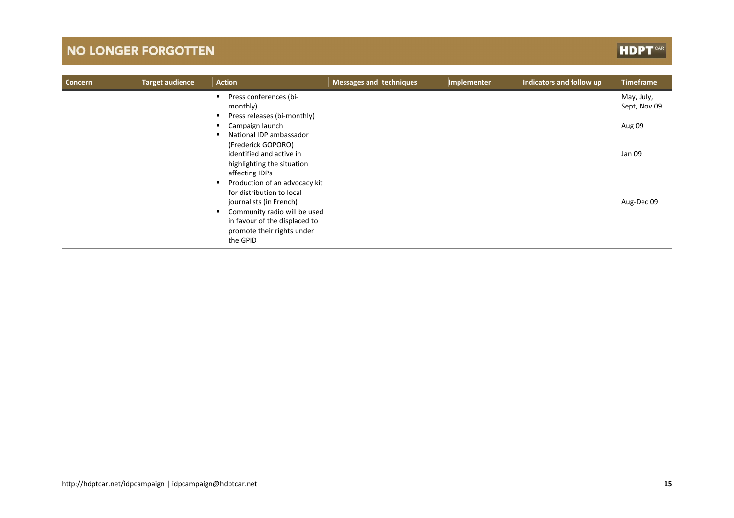| Concern | Target audience | Action | Messages and techniques | Implementer | Indicators and follow up | Timeframe |
|---|---|---|---|---|---|---|
| | | ▪ Press conferences (bi-monthly)<br>▪ Press releases (bi-monthly)<br>▪ Campaign launch<br>▪ National IDP ambassador (Frederick GOPORO) identified and active in highlighting the situation affecting IDPs<br>▪ Production of an advocacy kit for distribution to local journalists (in French)<br>▪ Community radio will be used in favour of the displaced to promote their rights under the GPID | | | | May, July, Sept, Nov 09<br><br>Aug 09<br><br>Jan 09<br><br>Aug-Dec 09 |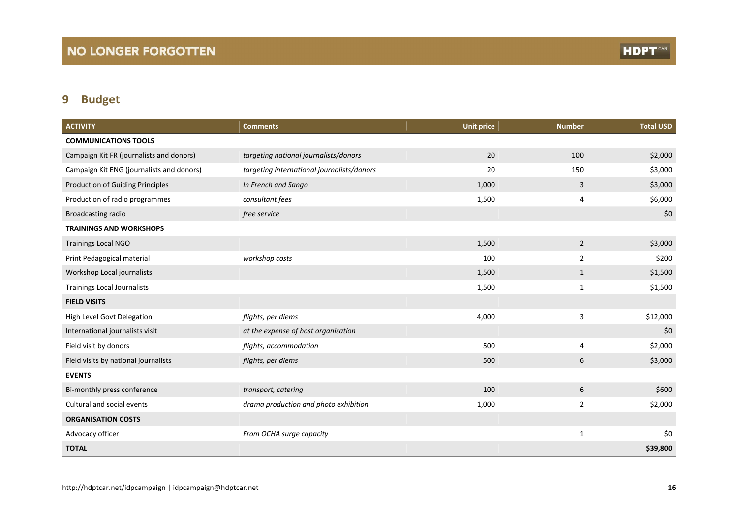## 9 Budget

| ACTIVITY | Comments | Unit price | Number | Total USD |
|---|---|---|---|---|
| **COMMUNICATIONS TOOLS** | | | | |
| Campaign Kit FR (journalists and donors) | *targeting national journalists/donors* | 20 | 100 | $2,000 |
| Campaign Kit ENG (journalists and donors) | *targeting international journalists/donors* | 20 | 150 | $3,000 |
| Production of Guiding Principles | *In French and Sango* | 1,000 | 3 | $3,000 |
| Production of radio programmes | *consultant fees* | 1,500 | 4 | $6,000 |
| Broadcasting radio | *free service* | | | $0 |
| **TRAININGS AND WORKSHOPS** | | | | |
| Trainings Local NGO | | 1,500 | 2 | $3,000 |
| Print Pedagogical material | *workshop costs* | 100 | 2 | $200 |
| Workshop Local journalists | | 1,500 | 1 | $1,500 |
| Trainings Local Journalists | | 1,500 | 1 | $1,500 |
| **FIELD VISITS** | | | | |
| High Level Govt Delegation | *flights, per diems* | 4,000 | 3 | $12,000 |
| International journalists visit | *at the expense of host organisation* | | | $0 |
| Field visit by donors | *flights, accommodation* | 500 | 4 | $2,000 |
| Field visits by national journalists | *flights, per diems* | 500 | 6 | $3,000 |
| **EVENTS** | | | | |
| Bi-monthly press conference | *transport, catering* | 100 | 6 | $600 |
| Cultural and social events | *drama production and photo exhibition* | 1,000 | 2 | $2,000 |
| **ORGANISATION COSTS** | | | | |
| Advocacy officer | *From OCHA surge capacity* | | 1 | $0 |
| **TOTAL** | | | | **$39,800** |

http://hdptcar.net/idpcampaign | idpcampaign@hdptcar.net